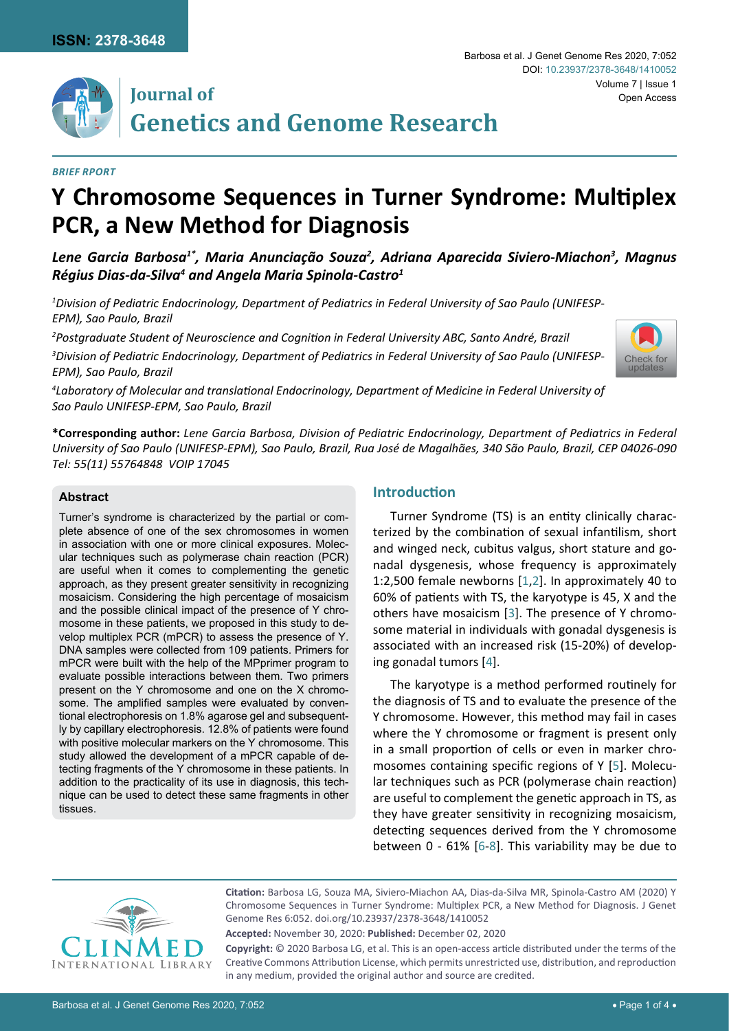*BRIEF RPORT*

# Y Chromosome Sequences in Turner Syndrome: Multiplex PCR, a New Method for Diagnosis

***Lene Garcia Barbosa[1*], Maria Anunciação Souza[2], Adriana Aparecida Siviero-Miachon[3], Magnus Régius Dias-da-Silva[4] and Angela Maria Spinola-Castro[1]***

*[1]Division of Pediatric Endocrinology, Department of Pediatrics in Federal University of Sao Paulo (UNIFESP-EPM), Sao Paulo, Brazil*

*[2]Postgraduate Student of Neuroscience and Cognition in Federal University ABC, Santo André, Brazil*

*[3]Division of Pediatric Endocrinology, Department of Pediatrics in Federal University of Sao Paulo (UNIFESP-EPM), Sao Paulo, Brazil*

*[4]Laboratory of Molecular and translational Endocrinology, Department of Medicine in Federal University of Sao Paulo UNIFESP-EPM, Sao Paulo, Brazil*

**\*Corresponding author:** *Lene Garcia Barbosa, Division of Pediatric Endocrinology, Department of Pediatrics in Federal University of Sao Paulo (UNIFESP-EPM), Sao Paulo, Brazil, Rua José de Magalhães, 340 São Paulo, Brazil, CEP 04026-090 Tel: 55(11) 55764848 VOIP 17045*

### Abstract

Turner's syndrome is characterized by the partial or complete absence of one of the sex chromosomes in women in association with one or more clinical exposures. Molecular techniques such as polymerase chain reaction (PCR) are useful when it comes to complementing the genetic approach, as they present greater sensitivity in recognizing mosaicism. Considering the high percentage of mosaicism and the possible clinical impact of the presence of Y chromosome in these patients, we proposed in this study to develop multiplex PCR (mPCR) to assess the presence of Y. DNA samples were collected from 109 patients. Primers for mPCR were built with the help of the MPprimer program to evaluate possible interactions between them. Two primers present on the Y chromosome and one on the X chromosome. The amplified samples were evaluated by conventional electrophoresis on 1.8% agarose gel and subsequently by capillary electrophoresis. 12.8% of patients were found with positive molecular markers on the Y chromosome. This study allowed the development of a mPCR capable of detecting fragments of the Y chromosome in these patients. In addition to the practicality of its use in diagnosis, this technique can be used to detect these same fragments in other tissues.

## Introduction

Turner Syndrome (TS) is an entity clinically characterized by the combination of sexual infantilism, short and winged neck, cubitus valgus, short stature and gonadal dysgenesis, whose frequency is approximately 1:2,500 female newborns [1,2]. In approximately 40 to 60% of patients with TS, the karyotype is 45, X and the others have mosaicism [3]. The presence of Y chromosome material in individuals with gonadal dysgenesis is associated with an increased risk (15-20%) of developing gonadal tumors [4].

The karyotype is a method performed routinely for the diagnosis of TS and to evaluate the presence of the Y chromosome. However, this method may fail in cases where the Y chromosome or fragment is present only in a small proportion of cells or even in marker chromosomes containing specific regions of Y [5]. Molecular techniques such as PCR (polymerase chain reaction) are useful to complement the genetic approach in TS, as they have greater sensitivity in recognizing mosaicism, detecting sequences derived from the Y chromosome between 0 - 61% [6-8]. This variability may be due to

**Citation:** Barbosa LG, Souza MA, Siviero-Miachon AA, Dias-da-Silva MR, Spinola-Castro AM (2020) Y Chromosome Sequences in Turner Syndrome: Multiplex PCR, a New Method for Diagnosis. J Genet Genome Res 6:052. doi.org/10.23937/2378-3648/1410052

**Accepted:** November 30, 2020: **Published:** December 02, 2020

**Copyright:** © 2020 Barbosa LG, et al. This is an open-access article distributed under the terms of the Creative Commons Attribution License, which permits unrestricted use, distribution, and reproduction in any medium, provided the original author and source are credited.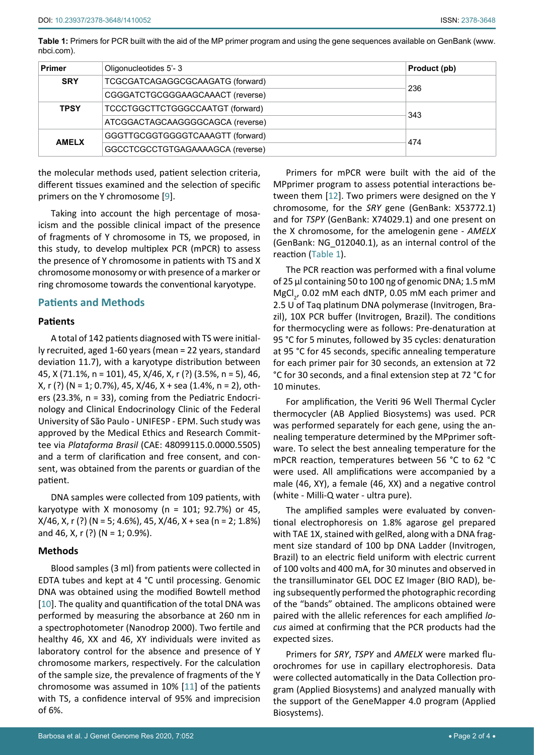**Table 1:** Primers for PCR built with the aid of the MP primer program and using the gene sequences available on GenBank (www.nbci.com).

| Primer | Oligonucleotides 5'- 3 | Product (pb) |
|---|---|---|
| **SRY** | TCGCGATCAGAGGCGCAAGATG (forward) | 236 |
| | CGGGATCTGCGGGAAGCAAACT (reverse) | |
| **TPSY** | TCCCTGGCTTCTGGGCCAATGT (forward) | 343 |
| | ATCGGACTAGCAAGGGGCAGCA (reverse) | |
| **AMELX** | GGGTTGCGGTGGGGTCAAAGTT (forward) | 474 |
| | GGCCTCGCCTGTGAGAAAAGCA (reverse) | |

the molecular methods used, patient selection criteria, different tissues examined and the selection of specific primers on the Y chromosome [9].

Taking into account the high percentage of mosaicism and the possible clinical impact of the presence of fragments of Y chromosome in TS, we proposed, in this study, to develop multiplex PCR (mPCR) to assess the presence of Y chromosome in patients with TS and X chromosome monosomy or with presence of a marker or ring chromosome towards the conventional karyotype.

## Patients and Methods

### Patients

A total of 142 patients diagnosed with TS were initially recruited, aged 1-60 years (mean = 22 years, standard deviation 11.7), with a karyotype distribution between 45, X (71.1%, n = 101), 45, X/46, X, r (?) (3.5%, n = 5), 46, X, r (?) (N = 1; 0.7%), 45, X/46, X + sea (1.4%, n = 2), others (23.3%, n = 33), coming from the Pediatric Endocrinology and Clinical Endocrinology Clinic of the Federal University of São Paulo - UNIFESP - EPM. Such study was approved by the Medical Ethics and Research Committee via *Plataforma Brasil* (CAE: 48099115.0.0000.5505) and a term of clarification and free consent, and consent, was obtained from the parents or guardian of the patient.

DNA samples were collected from 109 patients, with karyotype with X monosomy (n = 101; 92.7%) or 45, X/46, X, r (?) (N = 5; 4.6%), 45, X/46, X + sea (n = 2; 1.8%) and 46, X, r (?) (N = 1; 0.9%).

### Methods

Blood samples (3 ml) from patients were collected in EDTA tubes and kept at 4 °C until processing. Genomic DNA was obtained using the modified Bowtell method [10]. The quality and quantification of the total DNA was performed by measuring the absorbance at 260 nm in a spectrophotometer (Nanodrop 2000). Two fertile and healthy 46, XX and 46, XY individuals were invited as laboratory control for the absence and presence of Y chromosome markers, respectively. For the calculation of the sample size, the prevalence of fragments of the Y chromosome was assumed in 10% [11] of the patients with TS, a confidence interval of 95% and imprecision of 6%.

Primers for mPCR were built with the aid of the MPprimer program to assess potential interactions between them [12]. Two primers were designed on the Y chromosome, for the *SRY* gene (GenBank: X53772.1) and for *TSPY* (GenBank: X74029.1) and one present on the X chromosome, for the amelogenin gene - *AMELX* (GenBank: NG_012040.1), as an internal control of the reaction (Table 1).

The PCR reaction was performed with a final volume of 25 µl containing 50 to 100 ηg of genomic DNA; 1.5 mM $MgCl_2$, 0.02 mM each dNTP, 0.05 mM each primer and 2.5 U of Taq platinum DNA polymerase (Invitrogen, Brazil), 10X PCR buffer (Invitrogen, Brazil). The conditions for thermocycling were as follows: Pre-denaturation at 95 °C for 5 minutes, followed by 35 cycles: denaturation at 95 °C for 45 seconds, specific annealing temperature for each primer pair for 30 seconds, an extension at 72 °C for 30 seconds, and a final extension step at 72 °C for 10 minutes.

For amplification, the Veriti 96 Well Thermal Cycler thermocycler (AB Applied Biosystems) was used. PCR was performed separately for each gene, using the annealing temperature determined by the MPprimer software. To select the best annealing temperature for the mPCR reaction, temperatures between 56 °C to 62 °C were used. All amplifications were accompanied by a male (46, XY), a female (46, XX) and a negative control (white - Milli-Q water - ultra pure).

The amplified samples were evaluated by conventional electrophoresis on 1.8% agarose gel prepared with TAE 1X, stained with gelRed, along with a DNA fragment size standard of 100 bp DNA Ladder (Invitrogen, Brazil) to an electric field uniform with electric current of 100 volts and 400 mA, for 30 minutes and observed in the transilluminator GEL DOC EZ Imager (BIO RAD), being subsequently performed the photographic recording of the "bands" obtained. The amplicons obtained were paired with the allelic references for each amplified *locus* aimed at confirming that the PCR products had the expected sizes.

Primers for *SRY*, *TSPY* and *AMELX* were marked fluorochromes for use in capillary electrophoresis. Data were collected automatically in the Data Collection program (Applied Biosystems) and analyzed manually with the support of the GeneMapper 4.0 program (Applied Biosystems).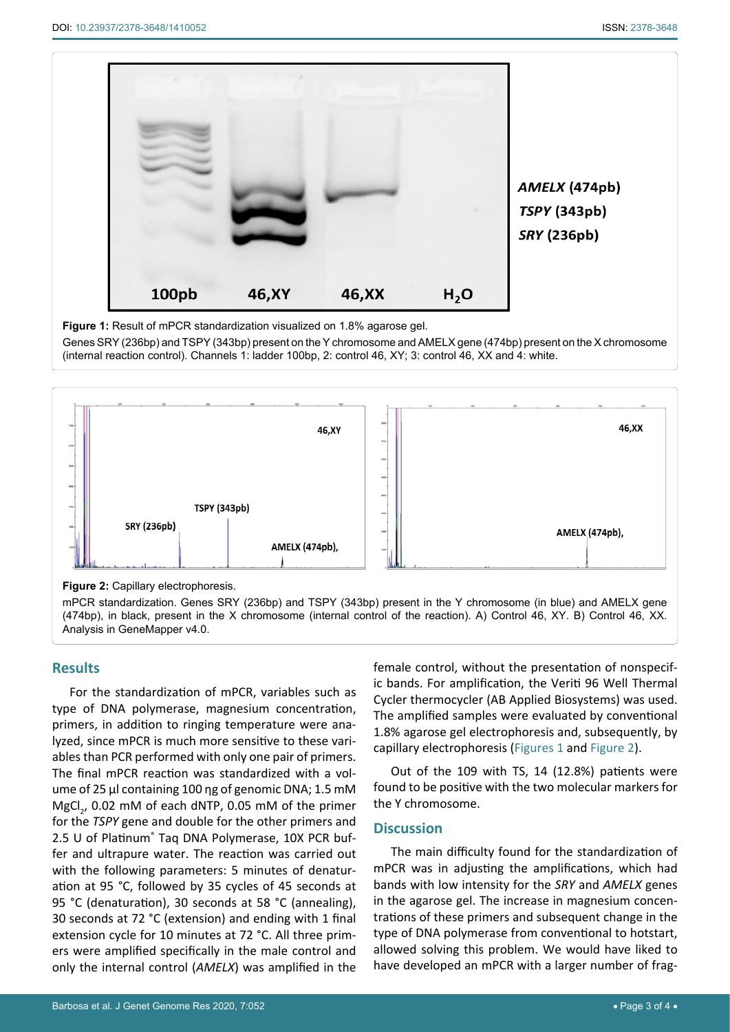**Figure 1:** Result of mPCR standardization visualized on 1.8% agarose gel.

Genes SRY (236bp) and TSPY (343bp) present on the Y chromosome and AMELX gene (474bp) present on the X chromosome (internal reaction control). Channels 1: ladder 100bp, 2: control 46, XY; 3: control 46, XX and 4: white.

**Figure 2:** Capillary electrophoresis.

mPCR standardization. Genes SRY (236bp) and TSPY (343bp) present in the Y chromosome (in blue) and AMELX gene (474bp), in black, present in the X chromosome (internal control of the reaction). A) Control 46, XY. B) Control 46, XX. Analysis in GeneMapper v4.0.

## Results

For the standardization of mPCR, variables such as type of DNA polymerase, magnesium concentration, primers, in addition to ringing temperature were analyzed, since mPCR is much more sensitive to these variables than PCR performed with only one pair of primers. The final mPCR reaction was standardized with a volume of 25 µl containing 100 ηg of genomic DNA; 1.5 mM $MgCl_2$, 0.02 mM of each dNTP, 0.05 mM of the primer for the *TSPY* gene and double for the other primers and 2.5 U of Platinum® Taq DNA Polymerase, 10X PCR buffer and ultrapure water. The reaction was carried out with the following parameters: 5 minutes of denaturation at 95 °C, followed by 35 cycles of 45 seconds at 95 °C (denaturation), 30 seconds at 58 °C (annealing), 30 seconds at 72 °C (extension) and ending with 1 final extension cycle for 10 minutes at 72 °C. All three primers were amplified specifically in the male control and only the internal control (*AMELX*) was amplified in the female control, without the presentation of nonspecific bands. For amplification, the Veriti 96 Well Thermal Cycler thermocycler (AB Applied Biosystems) was used. The amplified samples were evaluated by conventional 1.8% agarose gel electrophoresis and, subsequently, by capillary electrophoresis (Figures 1 and Figure 2).

Out of the 109 with TS, 14 (12.8%) patients were found to be positive with the two molecular markers for the Y chromosome.

## Discussion

The main difficulty found for the standardization of mPCR was in adjusting the amplifications, which had bands with low intensity for the *SRY* and *AMELX* genes in the agarose gel. The increase in magnesium concentrations of these primers and subsequent change in the type of DNA polymerase from conventional to hotstart, allowed solving this problem. We would have liked to have developed an mPCR with a larger number of frag-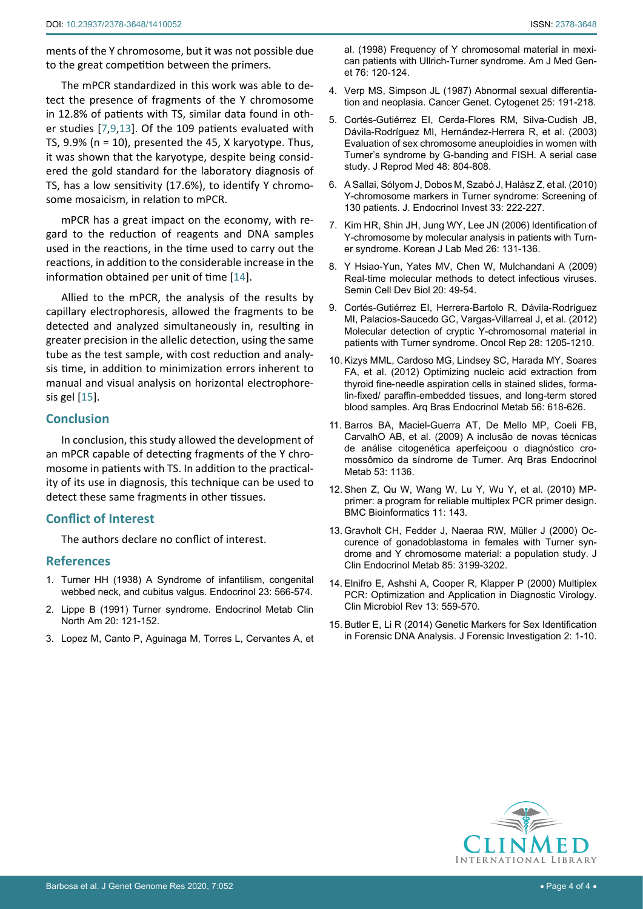ments of the Y chromosome, but it was not possible due to the great competition between the primers.

The mPCR standardized in this work was able to detect the presence of fragments of the Y chromosome in 12.8% of patients with TS, similar data found in other studies [7,9,13]. Of the 109 patients evaluated with TS, 9.9% (n = 10), presented the 45, X karyotype. Thus, it was shown that the karyotype, despite being considered the gold standard for the laboratory diagnosis of TS, has a low sensitivity (17.6%), to identify Y chromosome mosaicism, in relation to mPCR.

mPCR has a great impact on the economy, with regard to the reduction of reagents and DNA samples used in the reactions, in the time used to carry out the reactions, in addition to the considerable increase in the information obtained per unit of time [14].

Allied to the mPCR, the analysis of the results by capillary electrophoresis, allowed the fragments to be detected and analyzed simultaneously in, resulting in greater precision in the allelic detection, using the same tube as the test sample, with cost reduction and analysis time, in addition to minimization errors inherent to manual and visual analysis on horizontal electrophoresis gel [15].

## Conclusion

In conclusion, this study allowed the development of an mPCR capable of detecting fragments of the Y chromosome in patients with TS. In addition to the practicality of its use in diagnosis, this technique can be used to detect these same fragments in other tissues.

## Conflict of Interest

The authors declare no conflict of interest.

## References

1. Turner HH (1938) A Syndrome of infantilism, congenital webbed neck, and cubitus valgus. Endocrinol 23: 566-574.
2. Lippe B (1991) Turner syndrome. Endocrinol Metab Clin North Am 20: 121-152.
3. Lopez M, Canto P, Aguinaga M, Torres L, Cervantes A, et al. (1998) Frequency of Y chromosomal material in mexican patients with Ullrich-Turner syndrome. Am J Med Genet 76: 120-124.
4. Verp MS, Simpson JL (1987) Abnormal sexual differentiation and neoplasia. Cancer Genet. Cytogenet 25: 191-218.
5. Cortés-Gutiérrez EI, Cerda-Flores RM, Silva-Cudish JB, Dávila-Rodríguez MI, Hernández-Herrera R, et al. (2003) Evaluation of sex chromosome aneuploidies in women with Turner's syndrome by G-banding and FISH. A serial case study. J Reprod Med 48: 804-808.
6. A Sallai, Sólyom J, Dobos M, Szabó J, Halász Z, et al. (2010) Y-chromosome markers in Turner syndrome: Screening of 130 patients. J. Endocrinol Invest 33: 222-227.
7. Kim HR, Shin JH, Jung WY, Lee JN (2006) Identification of Y-chromosome by molecular analysis in patients with Turner syndrome. Korean J Lab Med 26: 131-136.
8. Y Hsiao-Yun, Yates MV, Chen W, Mulchandani A (2009) Real-time molecular methods to detect infectious viruses. Semin Cell Dev Biol 20: 49-54.
9. Cortés-Gutiérrez EI, Herrera-Bartolo R, Dávila-Rodríguez MI, Palacios-Saucedo GC, Vargas-Villarreal J, et al. (2012) Molecular detection of cryptic Y-chromosomal material in patients with Turner syndrome. Oncol Rep 28: 1205-1210.
10. Kizys MML, Cardoso MG, Lindsey SC, Harada MY, Soares FA, et al. (2012) Optimizing nucleic acid extraction from thyroid fine-needle aspiration cells in stained slides, formalin-fixed/ paraffin-embedded tissues, and long-term stored blood samples. Arq Bras Endocrinol Metab 56: 618-626.
11. Barros BA, Maciel-Guerra AT, De Mello MP, Coeli FB, CarvalhO AB, et al. (2009) A inclusão de novas técnicas de análise citogenética aperfeiçoou o diagnóstico cromossômico da síndrome de Turner. Arq Bras Endocrinol Metab 53: 1136.
12. Shen Z, Qu W, Wang W, Lu Y, Wu Y, et al. (2010) MPprimer: a program for reliable multiplex PCR primer design. BMC Bioinformatics 11: 143.
13. Gravholt CH, Fedder J, Naeraa RW, Müller J (2000) Occurence of gonadoblastoma in females with Turner syndrome and Y chromosome material: a population study. J Clin Endocrinol Metab 85: 3199-3202.
14. Elnifro E, Ashshi A, Cooper R, Klapper P (2000) Multiplex PCR: Optimization and Application in Diagnostic Virology. Clin Microbiol Rev 13: 559-570.
15. Butler E, Li R (2014) Genetic Markers for Sex Identification in Forensic DNA Analysis. J Forensic Investigation 2: 1-10.